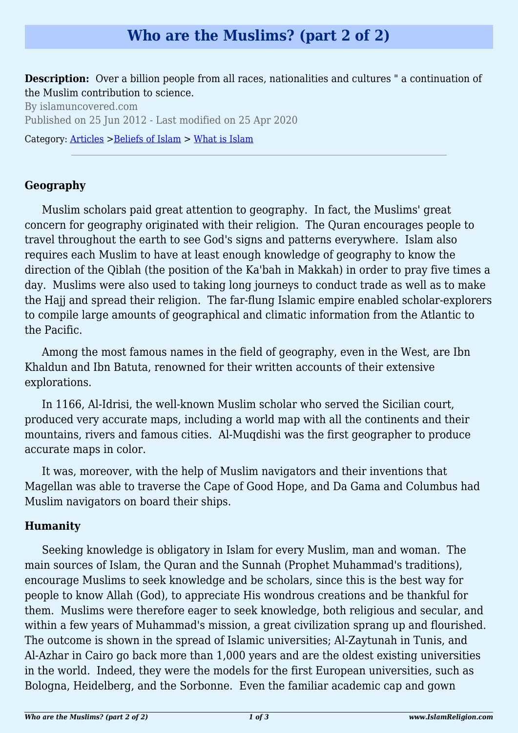# Who are the Muslims? (part 2 of 2)

**Description:** Over a billion people from all races, nationalities and cultures " a continuation of the Muslim contribution to science.

By islamuncovered.com

Published on 25 Jun 2012 - Last modified on 25 Apr 2020

Category: [Articles](#) >[Beliefs of Islam](#) > [What is Islam](#)

---

### Geography

Muslim scholars paid great attention to geography. In fact, the Muslims' great concern for geography originated with their religion. The Quran encourages people to travel throughout the earth to see God's signs and patterns everywhere. Islam also requires each Muslim to have at least enough knowledge of geography to know the direction of the Qiblah (the position of the Ka'bah in Makkah) in order to pray five times a day. Muslims were also used to taking long journeys to conduct trade as well as to make the Hajj and spread their religion. The far-flung Islamic empire enabled scholar-explorers to compile large amounts of geographical and climatic information from the Atlantic to the Pacific.

Among the most famous names in the field of geography, even in the West, are Ibn Khaldun and Ibn Batuta, renowned for their written accounts of their extensive explorations.

In 1166, Al-Idrisi, the well-known Muslim scholar who served the Sicilian court, produced very accurate maps, including a world map with all the continents and their mountains, rivers and famous cities. Al-Muqdishi was the first geographer to produce accurate maps in color.

It was, moreover, with the help of Muslim navigators and their inventions that Magellan was able to traverse the Cape of Good Hope, and Da Gama and Columbus had Muslim navigators on board their ships.

### Humanity

Seeking knowledge is obligatory in Islam for every Muslim, man and woman. The main sources of Islam, the Quran and the Sunnah (Prophet Muhammad's traditions), encourage Muslims to seek knowledge and be scholars, since this is the best way for people to know Allah (God), to appreciate His wondrous creations and be thankful for them. Muslims were therefore eager to seek knowledge, both religious and secular, and within a few years of Muhammad's mission, a great civilization sprang up and flourished. The outcome is shown in the spread of Islamic universities; Al-Zaytunah in Tunis, and Al-Azhar in Cairo go back more than 1,000 years and are the oldest existing universities in the world. Indeed, they were the models for the first European universities, such as Bologna, Heidelberg, and the Sorbonne. Even the familiar academic cap and gown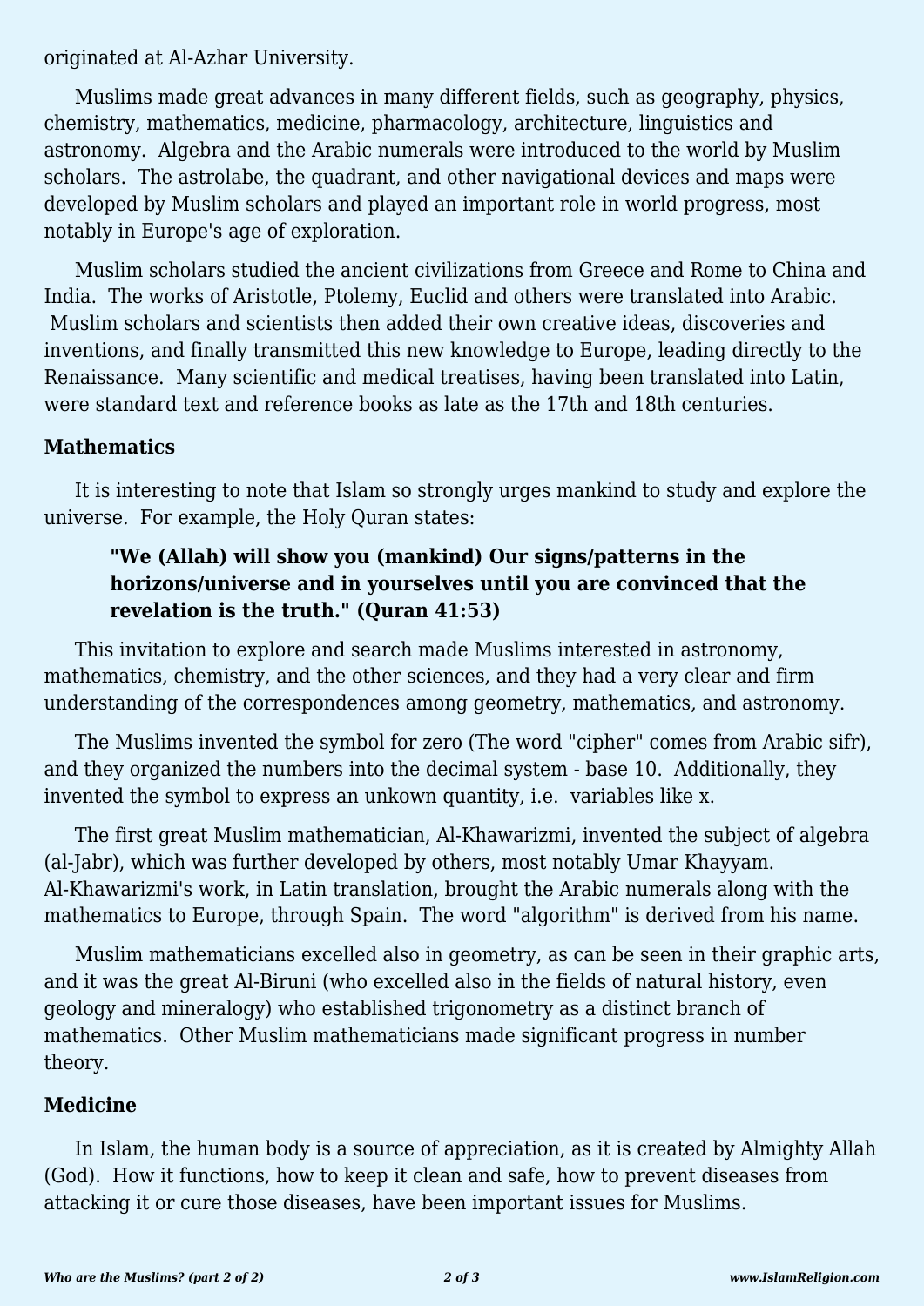originated at Al-Azhar University.

Muslims made great advances in many different fields, such as geography, physics, chemistry, mathematics, medicine, pharmacology, architecture, linguistics and astronomy. Algebra and the Arabic numerals were introduced to the world by Muslim scholars. The astrolabe, the quadrant, and other navigational devices and maps were developed by Muslim scholars and played an important role in world progress, most notably in Europe's age of exploration.

Muslim scholars studied the ancient civilizations from Greece and Rome to China and India. The works of Aristotle, Ptolemy, Euclid and others were translated into Arabic. Muslim scholars and scientists then added their own creative ideas, discoveries and inventions, and finally transmitted this new knowledge to Europe, leading directly to the Renaissance. Many scientific and medical treatises, having been translated into Latin, were standard text and reference books as late as the 17th and 18th centuries.

**Mathematics**

It is interesting to note that Islam so strongly urges mankind to study and explore the universe. For example, the Holy Quran states:

> **"We (Allah) will show you (mankind) Our signs/patterns in the horizons/universe and in yourselves until you are convinced that the revelation is the truth." (Quran 41:53)**

This invitation to explore and search made Muslims interested in astronomy, mathematics, chemistry, and the other sciences, and they had a very clear and firm understanding of the correspondences among geometry, mathematics, and astronomy.

The Muslims invented the symbol for zero (The word "cipher" comes from Arabic sifr), and they organized the numbers into the decimal system - base 10. Additionally, they invented the symbol to express an unkown quantity, i.e. variables like x.

The first great Muslim mathematician, Al-Khawarizmi, invented the subject of algebra (al-Jabr), which was further developed by others, most notably Umar Khayyam. Al-Khawarizmi's work, in Latin translation, brought the Arabic numerals along with the mathematics to Europe, through Spain. The word "algorithm" is derived from his name.

Muslim mathematicians excelled also in geometry, as can be seen in their graphic arts, and it was the great Al-Biruni (who excelled also in the fields of natural history, even geology and mineralogy) who established trigonometry as a distinct branch of mathematics. Other Muslim mathematicians made significant progress in number theory.

**Medicine**

In Islam, the human body is a source of appreciation, as it is created by Almighty Allah (God). How it functions, how to keep it clean and safe, how to prevent diseases from attacking it or cure those diseases, have been important issues for Muslims.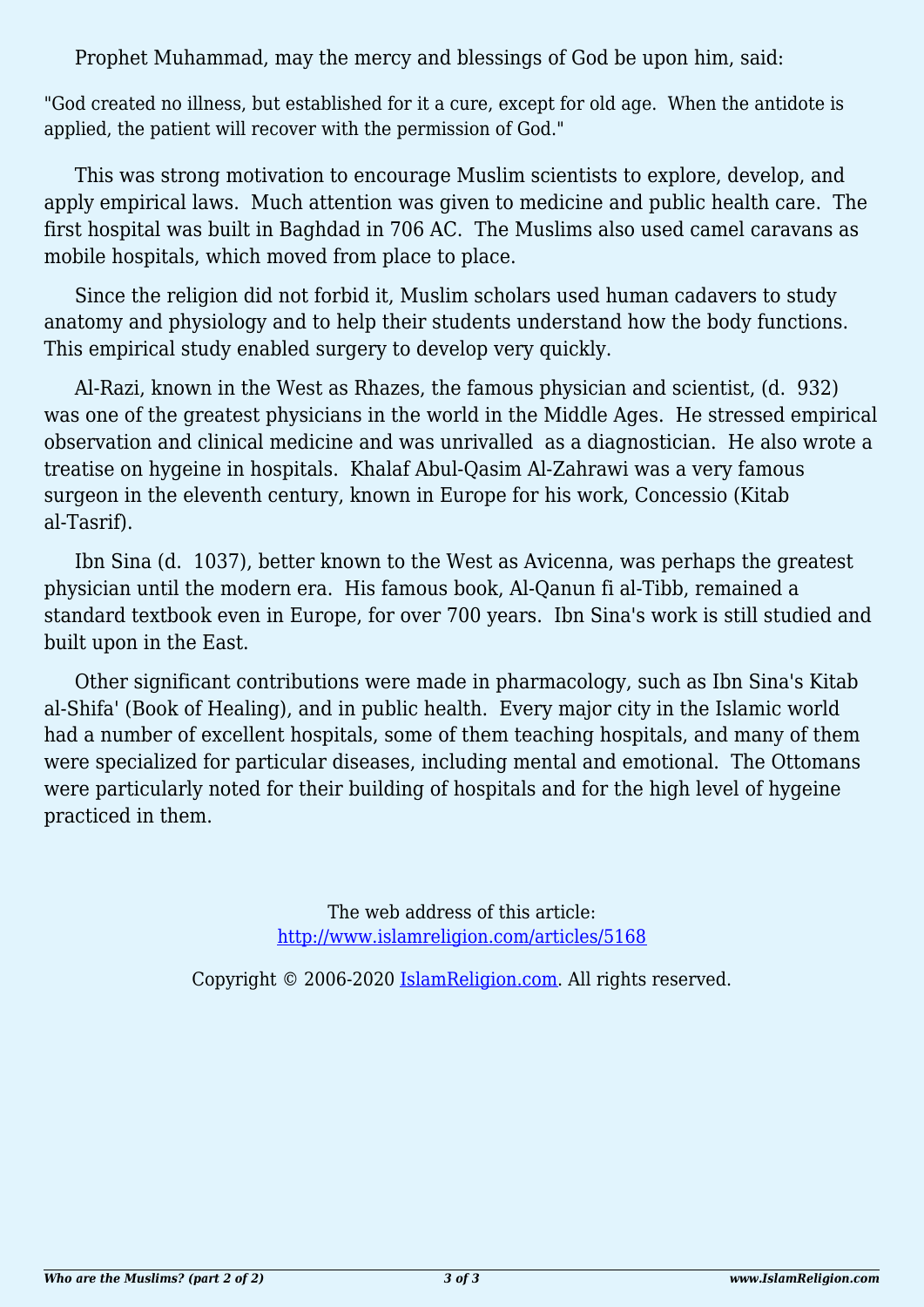Prophet Muhammad, may the mercy and blessings of God be upon him, said:

"God created no illness, but established for it a cure, except for old age. When the antidote is applied, the patient will recover with the permission of God."

This was strong motivation to encourage Muslim scientists to explore, develop, and apply empirical laws. Much attention was given to medicine and public health care. The first hospital was built in Baghdad in 706 AC. The Muslims also used camel caravans as mobile hospitals, which moved from place to place.

Since the religion did not forbid it, Muslim scholars used human cadavers to study anatomy and physiology and to help their students understand how the body functions. This empirical study enabled surgery to develop very quickly.

Al-Razi, known in the West as Rhazes, the famous physician and scientist, (d. 932) was one of the greatest physicians in the world in the Middle Ages. He stressed empirical observation and clinical medicine and was unrivalled as a diagnostician. He also wrote a treatise on hygeine in hospitals. Khalaf Abul-Qasim Al-Zahrawi was a very famous surgeon in the eleventh century, known in Europe for his work, Concessio (Kitab al-Tasrif).

Ibn Sina (d. 1037), better known to the West as Avicenna, was perhaps the greatest physician until the modern era. His famous book, Al-Qanun fi al-Tibb, remained a standard textbook even in Europe, for over 700 years. Ibn Sina's work is still studied and built upon in the East.

Other significant contributions were made in pharmacology, such as Ibn Sina's Kitab al-Shifa' (Book of Healing), and in public health. Every major city in the Islamic world had a number of excellent hospitals, some of them teaching hospitals, and many of them were specialized for particular diseases, including mental and emotional. The Ottomans were particularly noted for their building of hospitals and for the high level of hygeine practiced in them.

The web address of this article:
[http://www.islamreligion.com/articles/5168](http://www.islamreligion.com/articles/5168)

Copyright © 2006-2020 [IslamReligion.com](http://www.islamreligion.com). All rights reserved.